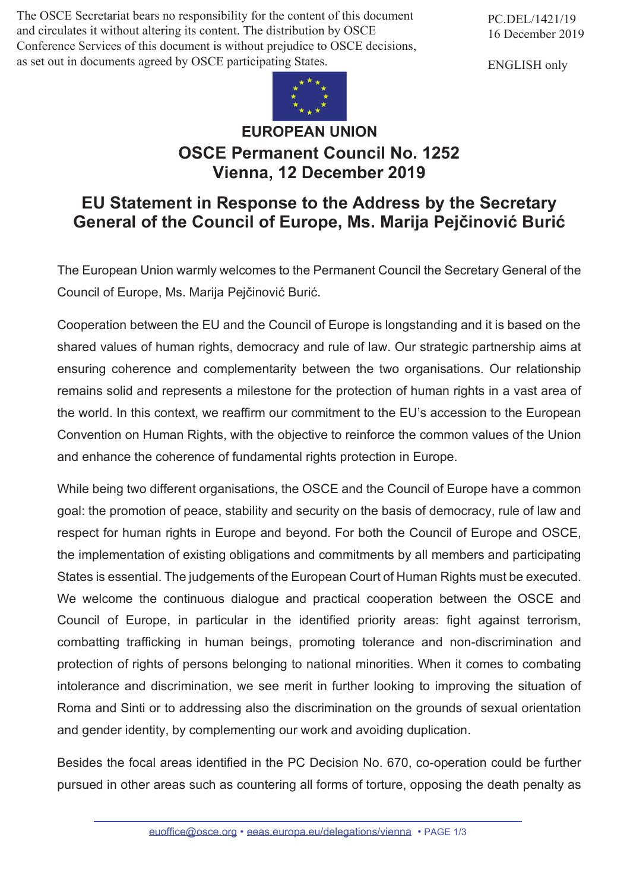The OSCE Secretariat bears no responsibility for the content of this document and circulates it without altering its content. The distribution by OSCE Conference Services of this document is without prejudice to OSCE decisions, as set out in documents agreed by OSCE participating States.

PC.DEL/1421/19
16 December 2019

ENGLISH only

# EUROPEAN UNION

## OSCE Permanent Council No. 1252
## Vienna, 12 December 2019

## EU Statement in Response to the Address by the Secretary General of the Council of Europe, Ms. Marija Pejčinović Burić

The European Union warmly welcomes to the Permanent Council the Secretary General of the Council of Europe, Ms. Marija Pejčinović Burić.

Cooperation between the EU and the Council of Europe is longstanding and it is based on the shared values of human rights, democracy and rule of law. Our strategic partnership aims at ensuring coherence and complementarity between the two organisations. Our relationship remains solid and represents a milestone for the protection of human rights in a vast area of the world. In this context, we reaffirm our commitment to the EU's accession to the European Convention on Human Rights, with the objective to reinforce the common values of the Union and enhance the coherence of fundamental rights protection in Europe.

While being two different organisations, the OSCE and the Council of Europe have a common goal: the promotion of peace, stability and security on the basis of democracy, rule of law and respect for human rights in Europe and beyond. For both the Council of Europe and OSCE, the implementation of existing obligations and commitments by all members and participating States is essential. The judgements of the European Court of Human Rights must be executed. We welcome the continuous dialogue and practical cooperation between the OSCE and Council of Europe, in particular in the identified priority areas: fight against terrorism, combatting trafficking in human beings, promoting tolerance and non-discrimination and protection of rights of persons belonging to national minorities. When it comes to combating intolerance and discrimination, we see merit in further looking to improving the situation of Roma and Sinti or to addressing also the discrimination on the grounds of sexual orientation and gender identity, by complementing our work and avoiding duplication.

Besides the focal areas identified in the PC Decision No. 670, co-operation could be further pursued in other areas such as countering all forms of torture, opposing the death penalty as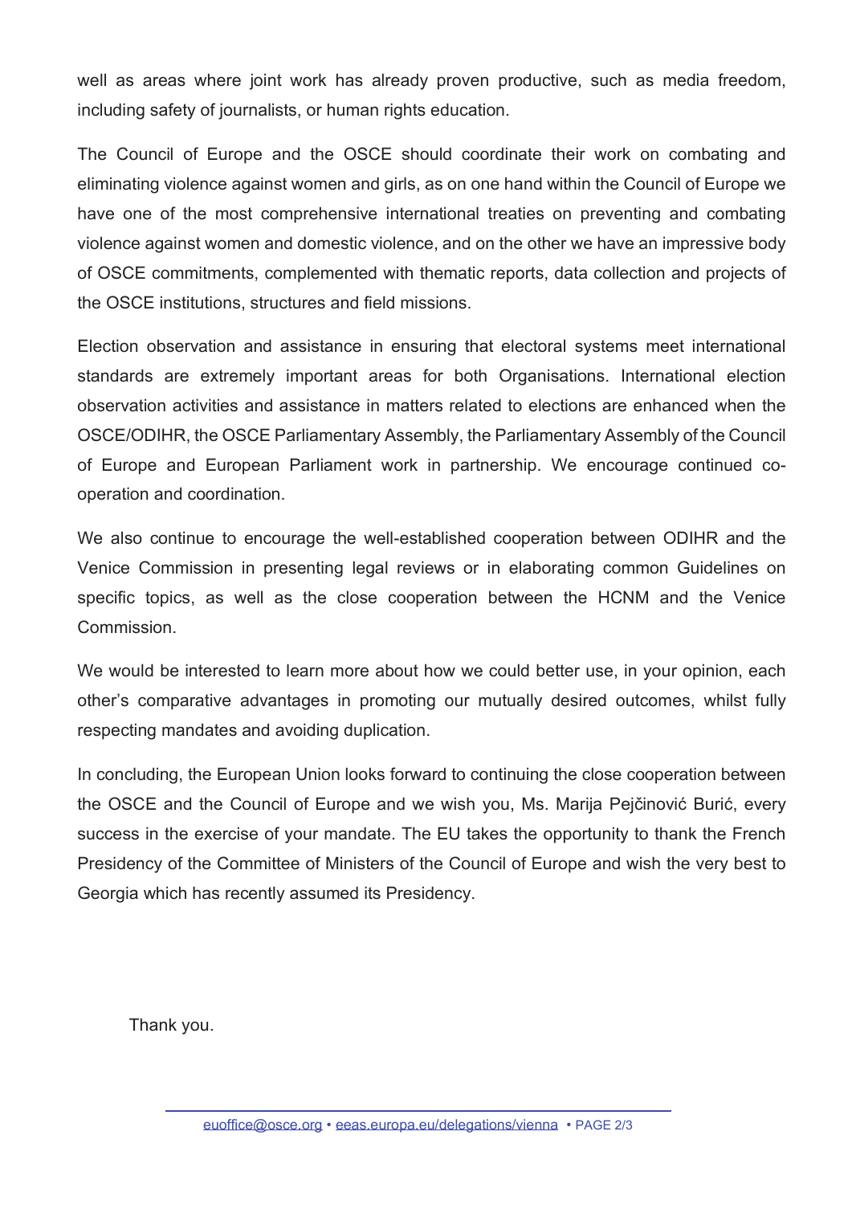well as areas where joint work has already proven productive, such as media freedom, including safety of journalists, or human rights education.

The Council of Europe and the OSCE should coordinate their work on combating and eliminating violence against women and girls, as on one hand within the Council of Europe we have one of the most comprehensive international treaties on preventing and combating violence against women and domestic violence, and on the other we have an impressive body of OSCE commitments, complemented with thematic reports, data collection and projects of the OSCE institutions, structures and field missions.

Election observation and assistance in ensuring that electoral systems meet international standards are extremely important areas for both Organisations. International election observation activities and assistance in matters related to elections are enhanced when the OSCE/ODIHR, the OSCE Parliamentary Assembly, the Parliamentary Assembly of the Council of Europe and European Parliament work in partnership. We encourage continued co-operation and coordination.

We also continue to encourage the well-established cooperation between ODIHR and the Venice Commission in presenting legal reviews or in elaborating common Guidelines on specific topics, as well as the close cooperation between the HCNM and the Venice Commission.

We would be interested to learn more about how we could better use, in your opinion, each other's comparative advantages in promoting our mutually desired outcomes, whilst fully respecting mandates and avoiding duplication.

In concluding, the European Union looks forward to continuing the close cooperation between the OSCE and the Council of Europe and we wish you, Ms. Marija Pejčinović Burić, every success in the exercise of your mandate. The EU takes the opportunity to thank the French Presidency of the Committee of Ministers of the Council of Europe and wish the very best to Georgia which has recently assumed its Presidency.

Thank you.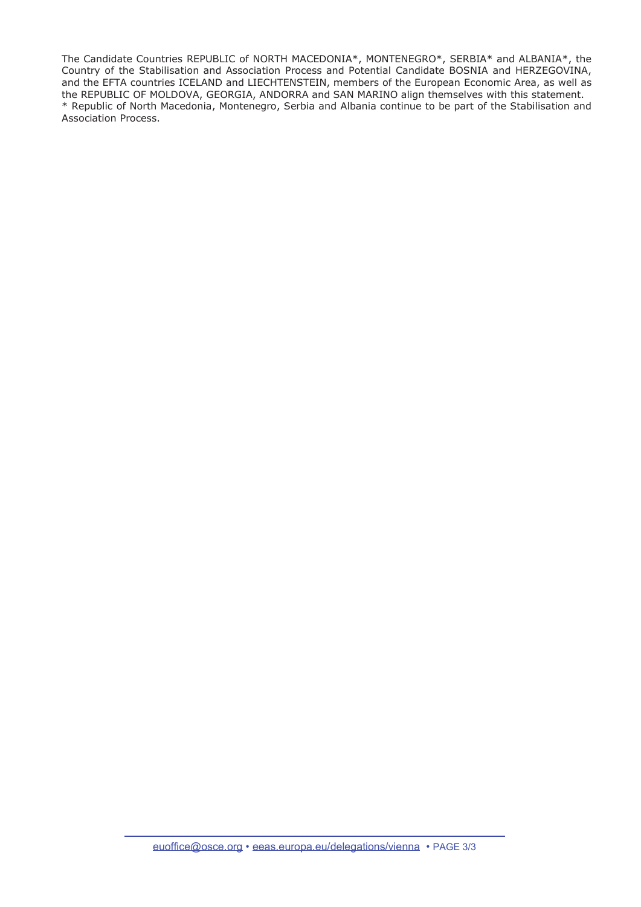The Candidate Countries REPUBLIC of NORTH MACEDONIA*, MONTENEGRO*, SERBIA* and ALBANIA*, the Country of the Stabilisation and Association Process and Potential Candidate BOSNIA and HERZEGOVINA, and the EFTA countries ICELAND and LIECHTENSTEIN, members of the European Economic Area, as well as the REPUBLIC OF MOLDOVA, GEORGIA, ANDORRA and SAN MARINO align themselves with this statement.

* Republic of North Macedonia, Montenegro, Serbia and Albania continue to be part of the Stabilisation and Association Process.